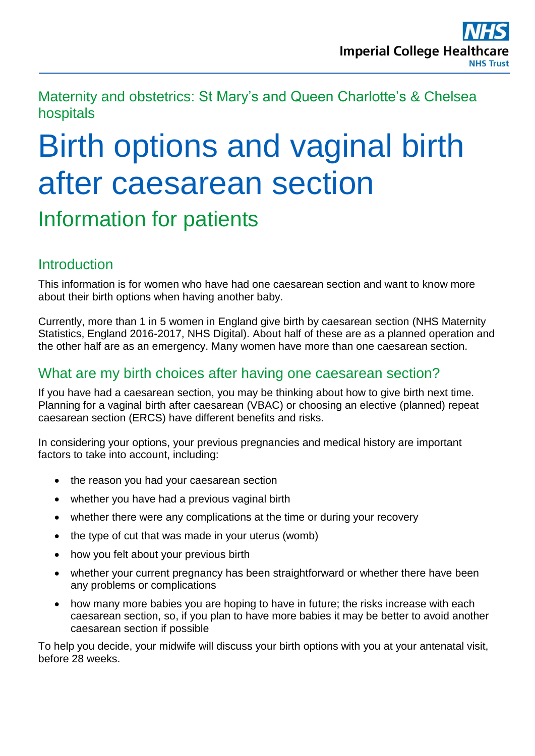Maternity and obstetrics: St Mary's and Queen Charlotte's & Chelsea hospitals

# Birth options and vaginal birth after caesarean section

## Information for patients

### Introduction

This information is for women who have had one caesarean section and want to know more about their birth options when having another baby.

Currently, more than 1 in 5 women in England give birth by caesarean section (NHS Maternity Statistics, England 2016-2017, NHS Digital). About half of these are as a planned operation and the other half are as an emergency. Many women have more than one caesarean section.

### What are my birth choices after having one caesarean section?

If you have had a caesarean section, you may be thinking about how to give birth next time. Planning for a vaginal birth after caesarean (VBAC) or choosing an elective (planned) repeat caesarean section (ERCS) have different benefits and risks.

In considering your options, your previous pregnancies and medical history are important factors to take into account, including:

- the reason you had your caesarean section
- whether you have had a previous vaginal birth
- whether there were any complications at the time or during your recovery
- the type of cut that was made in your uterus (womb)
- how you felt about your previous birth
- whether your current pregnancy has been straightforward or whether there have been any problems or complications
- how many more babies you are hoping to have in future; the risks increase with each caesarean section, so, if you plan to have more babies it may be better to avoid another caesarean section if possible

To help you decide, your midwife will discuss your birth options with you at your antenatal visit, before 28 weeks.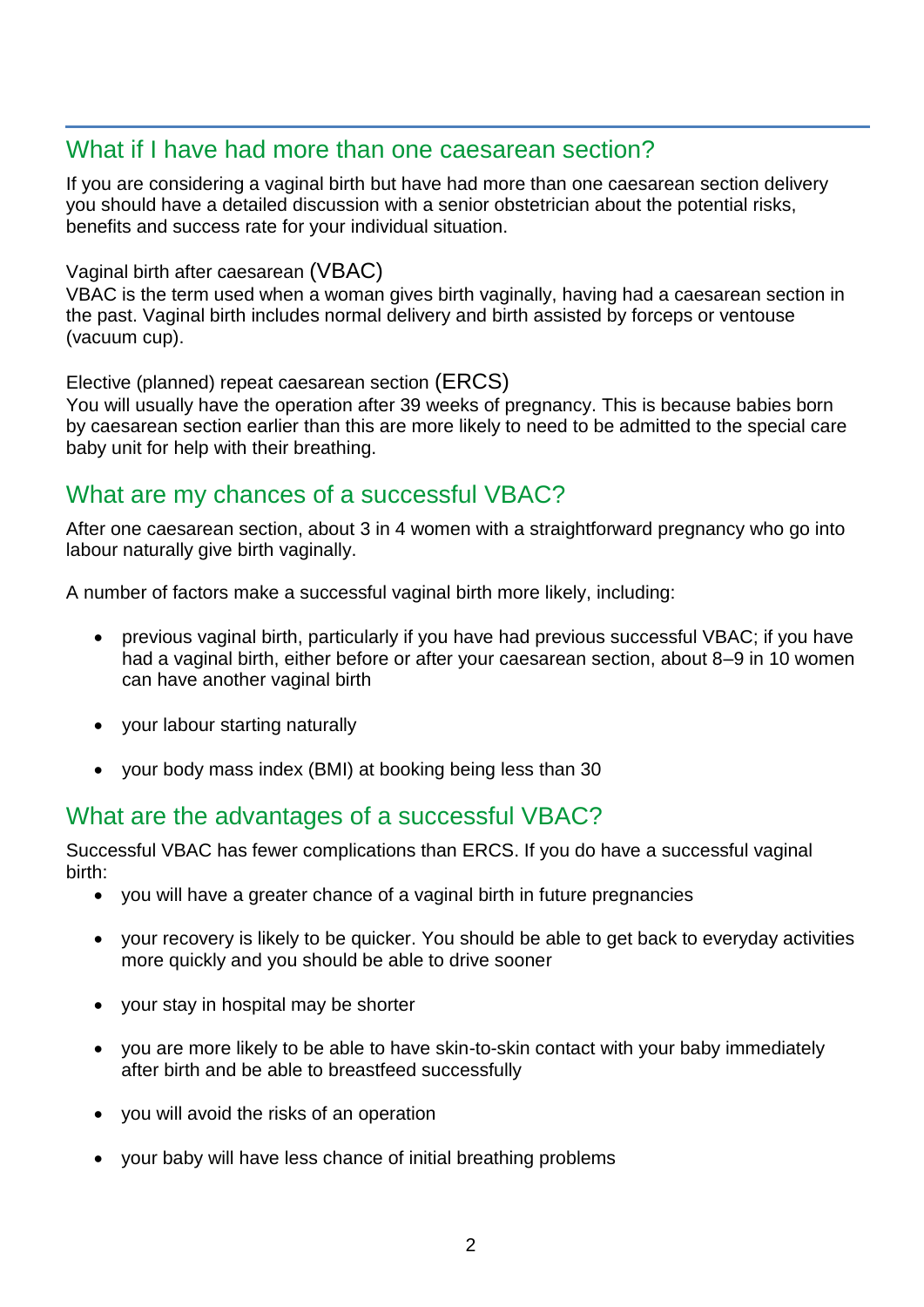## What if I have had more than one caesarean section?

If you are considering a vaginal birth but have had more than one caesarean section delivery you should have a detailed discussion with a senior obstetrician about the potential risks, benefits and success rate for your individual situation.

### Vaginal birth after caesarean (VBAC)

VBAC is the term used when a woman gives birth vaginally, having had a caesarean section in the past. Vaginal birth includes normal delivery and birth assisted by forceps or ventouse (vacuum cup).

### Elective (planned) repeat caesarean section (ERCS)

You will usually have the operation after 39 weeks of pregnancy. This is because babies born by caesarean section earlier than this are more likely to need to be admitted to the special care baby unit for help with their breathing.

## What are my chances of a successful VBAC?

After one caesarean section, about 3 in 4 women with a straightforward pregnancy who go into labour naturally give birth vaginally.

A number of factors make a successful vaginal birth more likely, including:

- previous vaginal birth, particularly if you have had previous successful VBAC; if you have had a vaginal birth, either before or after your caesarean section, about 8–9 in 10 women can have another vaginal birth
- your labour starting naturally
- your body mass index (BMI) at booking being less than 30

## What are the advantages of a successful VBAC?

Successful VBAC has fewer complications than ERCS. If you do have a successful vaginal birth:

- you will have a greater chance of a vaginal birth in future pregnancies
- your recovery is likely to be quicker. You should be able to get back to everyday activities more quickly and you should be able to drive sooner
- your stay in hospital may be shorter
- you are more likely to be able to have skin-to-skin contact with your baby immediately after birth and be able to breastfeed successfully
- you will avoid the risks of an operation
- your baby will have less chance of initial breathing problems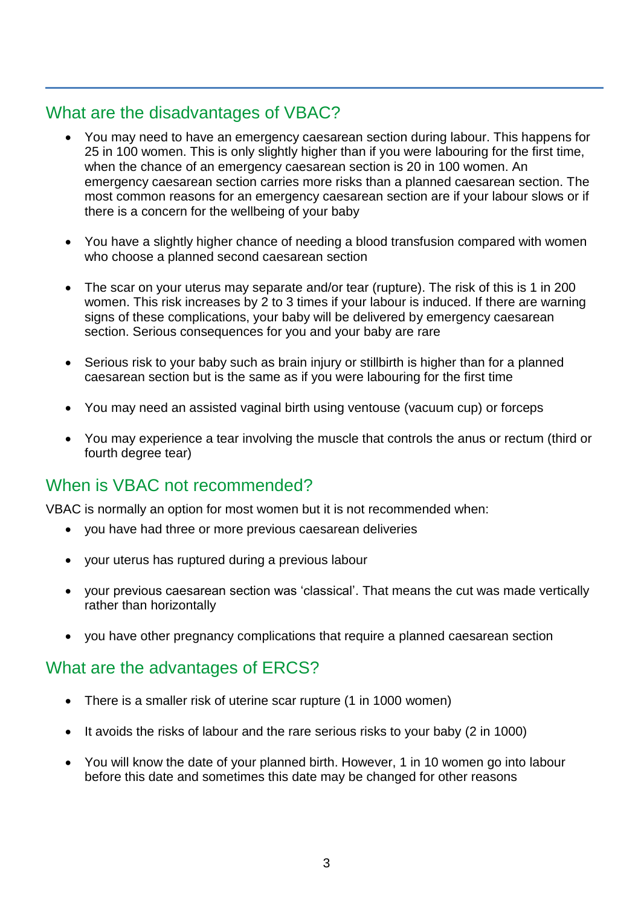## What are the disadvantages of VBAC?

- You may need to have an emergency caesarean section during labour. This happens for 25 in 100 women. This is only slightly higher than if you were labouring for the first time, when the chance of an emergency caesarean section is 20 in 100 women. An emergency caesarean section carries more risks than a planned caesarean section. The most common reasons for an emergency caesarean section are if your labour slows or if there is a concern for the wellbeing of your baby

- You have a slightly higher chance of needing a blood transfusion compared with women who choose a planned second caesarean section

- The scar on your uterus may separate and/or tear (rupture). The risk of this is 1 in 200 women. This risk increases by 2 to 3 times if your labour is induced. If there are warning signs of these complications, your baby will be delivered by emergency caesarean section. Serious consequences for you and your baby are rare

- Serious risk to your baby such as brain injury or stillbirth is higher than for a planned caesarean section but is the same as if you were labouring for the first time

- You may need an assisted vaginal birth using ventouse (vacuum cup) or forceps

- You may experience a tear involving the muscle that controls the anus or rectum (third or fourth degree tear)

## When is VBAC not recommended?

VBAC is normally an option for most women but it is not recommended when:

- you have had three or more previous caesarean deliveries

- your uterus has ruptured during a previous labour

- your previous caesarean section was 'classical'. That means the cut was made vertically rather than horizontally

- you have other pregnancy complications that require a planned caesarean section

## What are the advantages of ERCS?

- There is a smaller risk of uterine scar rupture (1 in 1000 women)

- It avoids the risks of labour and the rare serious risks to your baby (2 in 1000)

- You will know the date of your planned birth. However, 1 in 10 women go into labour before this date and sometimes this date may be changed for other reasons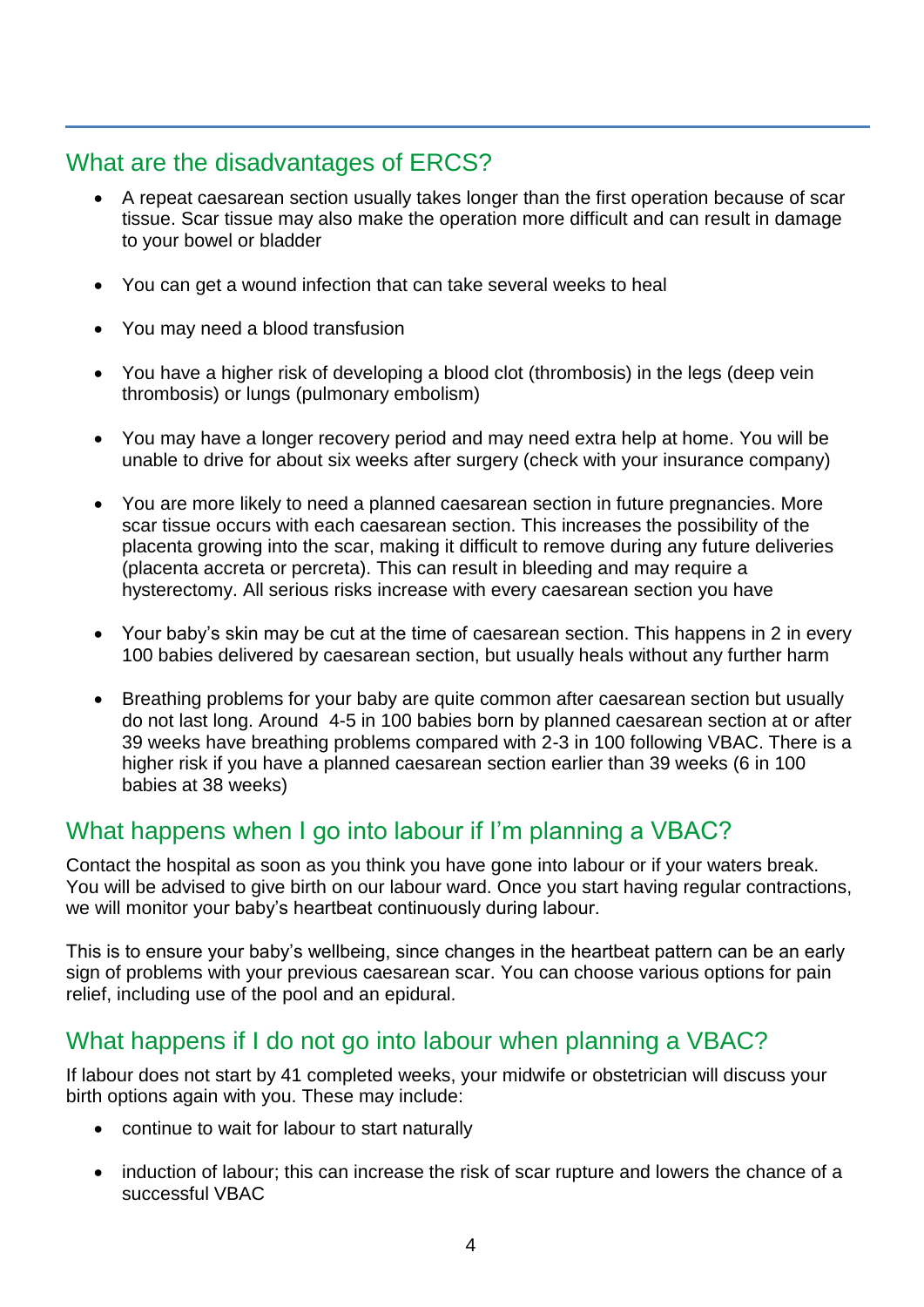## What are the disadvantages of ERCS?

- A repeat caesarean section usually takes longer than the first operation because of scar tissue. Scar tissue may also make the operation more difficult and can result in damage to your bowel or bladder
- You can get a wound infection that can take several weeks to heal
- You may need a blood transfusion
- You have a higher risk of developing a blood clot (thrombosis) in the legs (deep vein thrombosis) or lungs (pulmonary embolism)
- You may have a longer recovery period and may need extra help at home. You will be unable to drive for about six weeks after surgery (check with your insurance company)
- You are more likely to need a planned caesarean section in future pregnancies. More scar tissue occurs with each caesarean section. This increases the possibility of the placenta growing into the scar, making it difficult to remove during any future deliveries (placenta accreta or percreta). This can result in bleeding and may require a hysterectomy. All serious risks increase with every caesarean section you have
- Your baby's skin may be cut at the time of caesarean section. This happens in 2 in every 100 babies delivered by caesarean section, but usually heals without any further harm
- Breathing problems for your baby are quite common after caesarean section but usually do not last long. Around 4-5 in 100 babies born by planned caesarean section at or after 39 weeks have breathing problems compared with 2-3 in 100 following VBAC. There is a higher risk if you have a planned caesarean section earlier than 39 weeks (6 in 100 babies at 38 weeks)

## What happens when I go into labour if I'm planning a VBAC?

Contact the hospital as soon as you think you have gone into labour or if your waters break. You will be advised to give birth on our labour ward. Once you start having regular contractions, we will monitor your baby's heartbeat continuously during labour.

This is to ensure your baby's wellbeing, since changes in the heartbeat pattern can be an early sign of problems with your previous caesarean scar. You can choose various options for pain relief, including use of the pool and an epidural.

## What happens if I do not go into labour when planning a VBAC?

If labour does not start by 41 completed weeks, your midwife or obstetrician will discuss your birth options again with you. These may include:

- continue to wait for labour to start naturally
- induction of labour; this can increase the risk of scar rupture and lowers the chance of a successful VBAC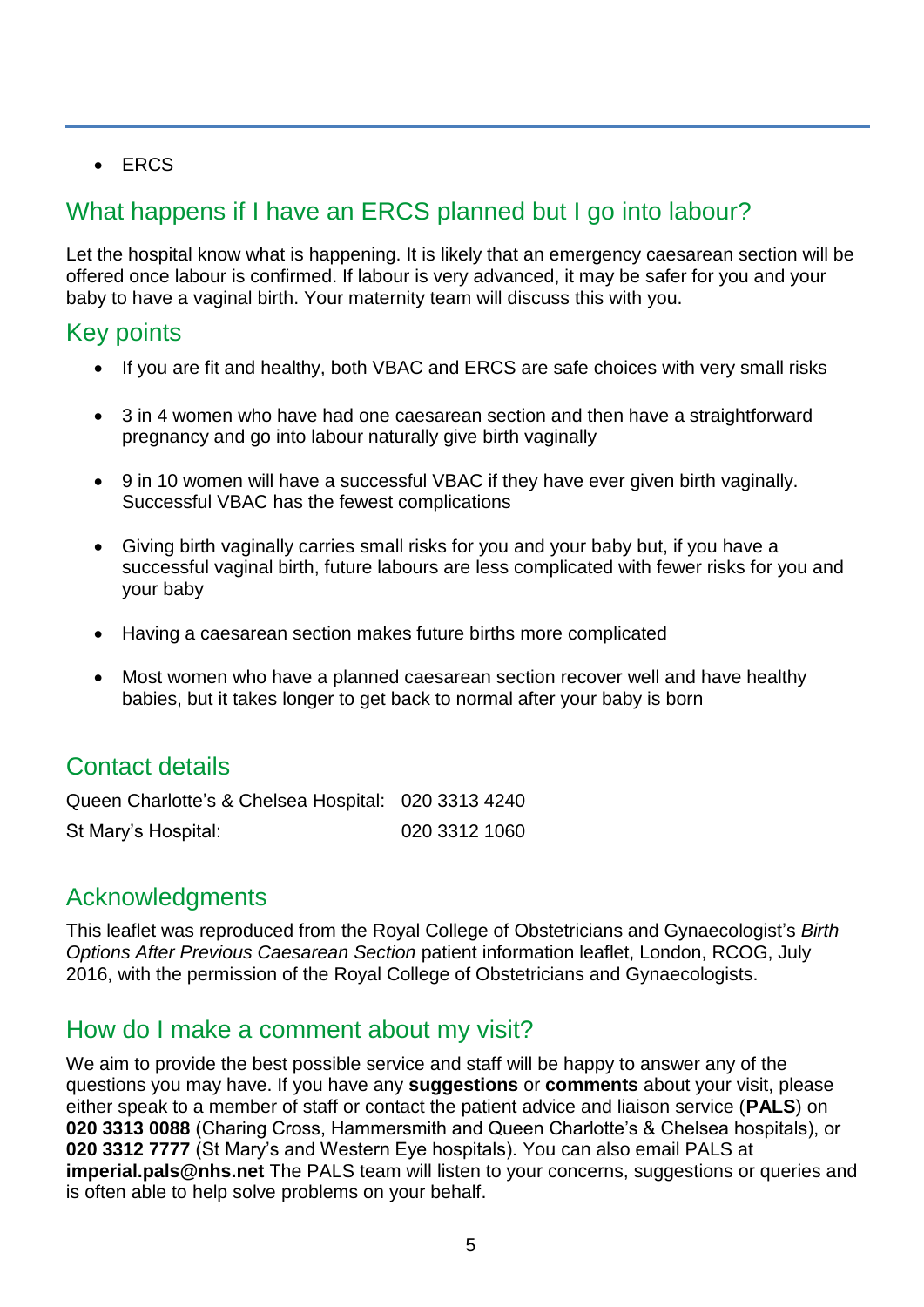- ERCS

## What happens if I have an ERCS planned but I go into labour?

Let the hospital know what is happening. It is likely that an emergency caesarean section will be offered once labour is confirmed. If labour is very advanced, it may be safer for you and your baby to have a vaginal birth. Your maternity team will discuss this with you.

## Key points

- If you are fit and healthy, both VBAC and ERCS are safe choices with very small risks
- 3 in 4 women who have had one caesarean section and then have a straightforward pregnancy and go into labour naturally give birth vaginally
- 9 in 10 women will have a successful VBAC if they have ever given birth vaginally. Successful VBAC has the fewest complications
- Giving birth vaginally carries small risks for you and your baby but, if you have a successful vaginal birth, future labours are less complicated with fewer risks for you and your baby
- Having a caesarean section makes future births more complicated
- Most women who have a planned caesarean section recover well and have healthy babies, but it takes longer to get back to normal after your baby is born

## Contact details

| | |
|---|---|
| Queen Charlotte's & Chelsea Hospital: | 020 3313 4240 |
| St Mary's Hospital: | 020 3312 1060 |

## Acknowledgments

This leaflet was reproduced from the Royal College of Obstetricians and Gynaecologist's *Birth Options After Previous Caesarean Section* patient information leaflet, London, RCOG, July 2016, with the permission of the Royal College of Obstetricians and Gynaecologists.

## How do I make a comment about my visit?

We aim to provide the best possible service and staff will be happy to answer any of the questions you may have. If you have any **suggestions** or **comments** about your visit, please either speak to a member of staff or contact the patient advice and liaison service (**PALS**) on **020 3313 0088** (Charing Cross, Hammersmith and Queen Charlotte's & Chelsea hospitals), or **020 3312 7777** (St Mary's and Western Eye hospitals). You can also email PALS at **imperial.pals@nhs.net** The PALS team will listen to your concerns, suggestions or queries and is often able to help solve problems on your behalf.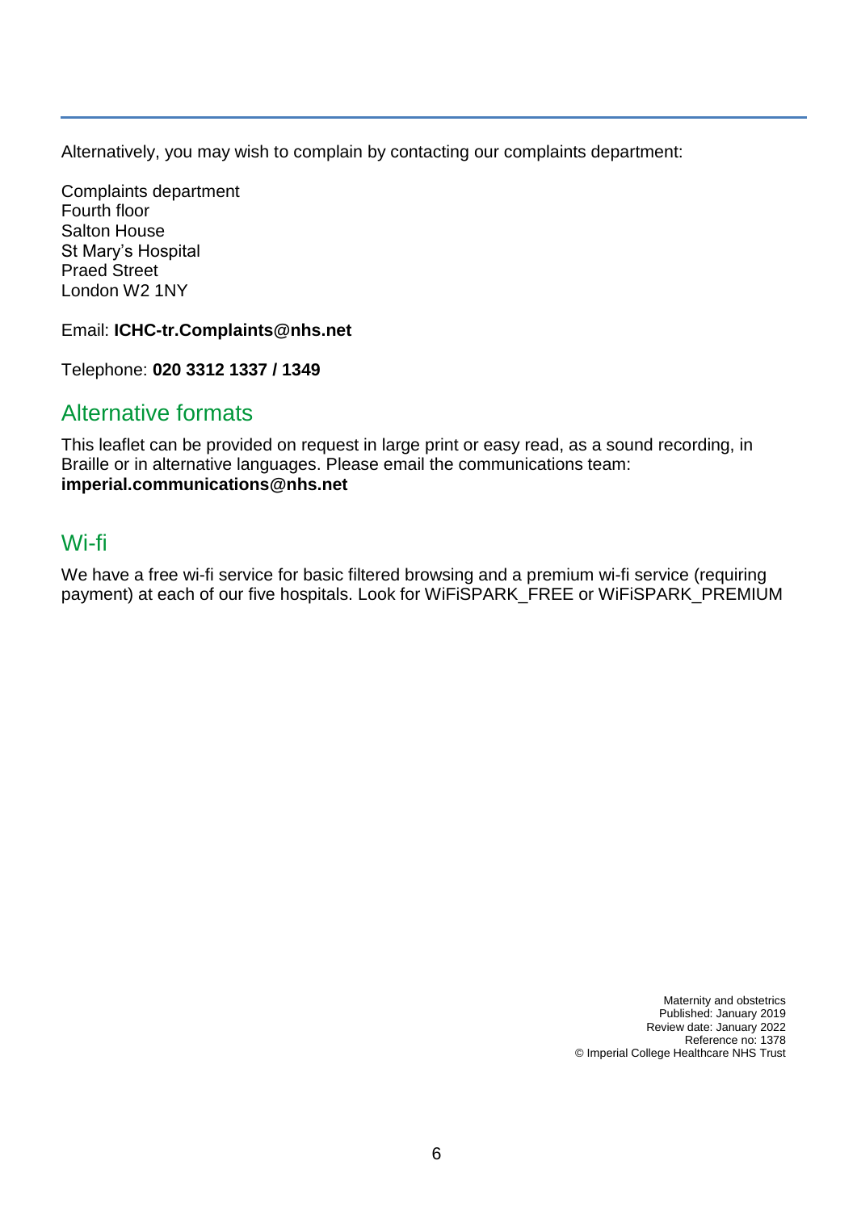Alternatively, you may wish to complain by contacting our complaints department:

Complaints department
Fourth floor
Salton House
St Mary's Hospital
Praed Street
London W2 1NY

Email: **ICHC-tr.Complaints@nhs.net**

Telephone: **020 3312 1337 / 1349**

## Alternative formats

This leaflet can be provided on request in large print or easy read, as a sound recording, in Braille or in alternative languages. Please email the communications team: **imperial.communications@nhs.net**

## Wi-fi

We have a free wi-fi service for basic filtered browsing and a premium wi-fi service (requiring payment) at each of our five hospitals. Look for WiFiSPARK_FREE or WiFiSPARK_PREMIUM

Maternity and obstetrics
Published: January 2019
Review date: January 2022
Reference no: 1378
© Imperial College Healthcare NHS Trust